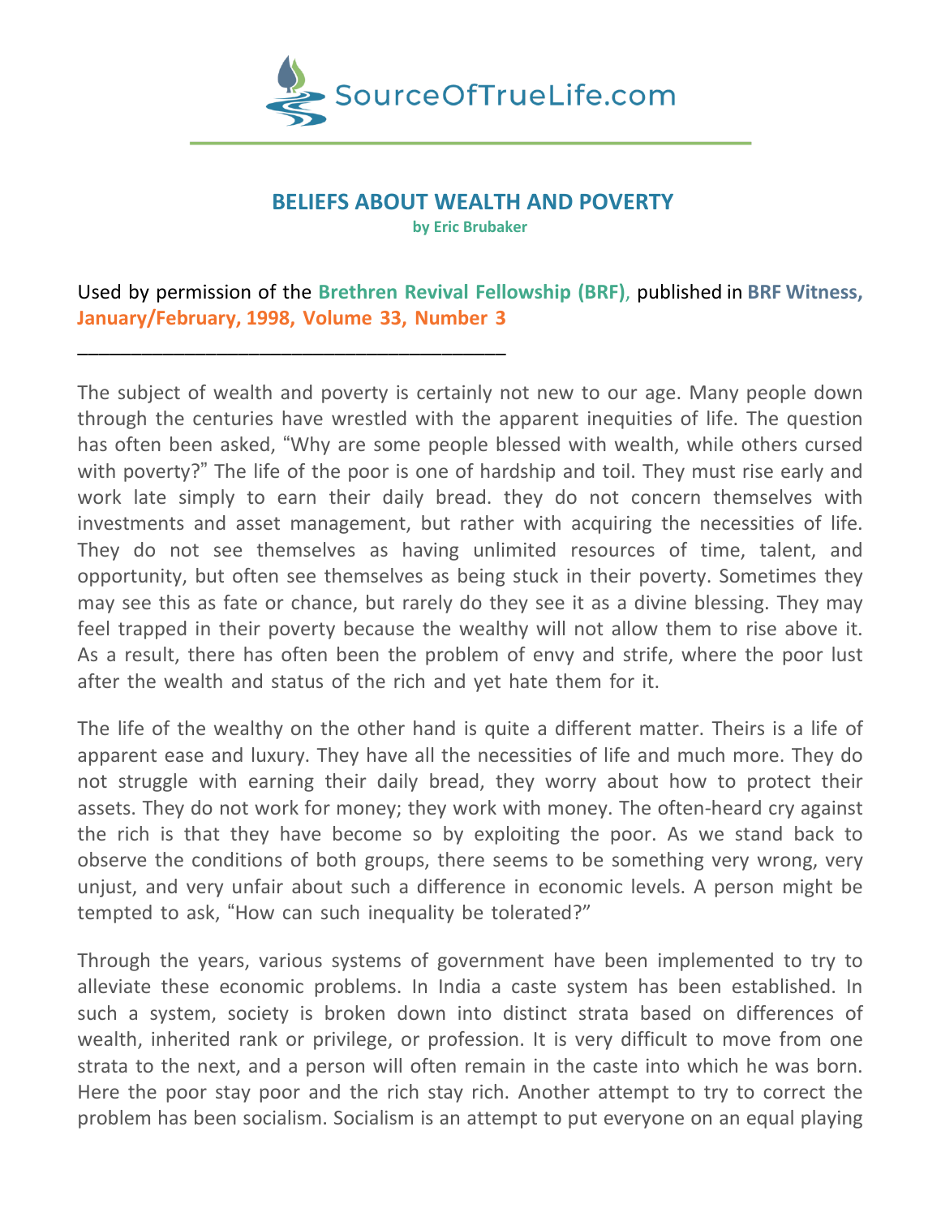SourceOfTrueLife.com

# BELIEFS ABOUT WEALTH AND POVERTY

**by Eric Brubaker**

Used by permission of the **Brethren Revival Fellowship (BRF)**, published in **BRF Witness, January/February, 1998, Volume 33, Number 3**

\_\_\_\_\_\_\_\_\_\_\_\_\_\_\_\_\_\_\_\_\_\_\_\_\_\_\_\_\_\_\_\_\_\_\_\_\_\_\_\_\_\_\_

The subject of wealth and poverty is certainly not new to our age. Many people down through the centuries have wrestled with the apparent inequities of life. The question has often been asked, "Why are some people blessed with wealth, while others cursed with poverty?" The life of the poor is one of hardship and toil. They must rise early and work late simply to earn their daily bread. they do not concern themselves with investments and asset management, but rather with acquiring the necessities of life. They do not see themselves as having unlimited resources of time, talent, and opportunity, but often see themselves as being stuck in their poverty. Sometimes they may see this as fate or chance, but rarely do they see it as a divine blessing. They may feel trapped in their poverty because the wealthy will not allow them to rise above it. As a result, there has often been the problem of envy and strife, where the poor lust after the wealth and status of the rich and yet hate them for it.

The life of the wealthy on the other hand is quite a different matter. Theirs is a life of apparent ease and luxury. They have all the necessities of life and much more. They do not struggle with earning their daily bread, they worry about how to protect their assets. They do not work for money; they work with money. The often-heard cry against the rich is that they have become so by exploiting the poor. As we stand back to observe the conditions of both groups, there seems to be something very wrong, very unjust, and very unfair about such a difference in economic levels. A person might be tempted to ask, "How can such inequality be tolerated?"

Through the years, various systems of government have been implemented to try to alleviate these economic problems. In India a caste system has been established. In such a system, society is broken down into distinct strata based on differences of wealth, inherited rank or privilege, or profession. It is very difficult to move from one strata to the next, and a person will often remain in the caste into which he was born. Here the poor stay poor and the rich stay rich. Another attempt to try to correct the problem has been socialism. Socialism is an attempt to put everyone on an equal playing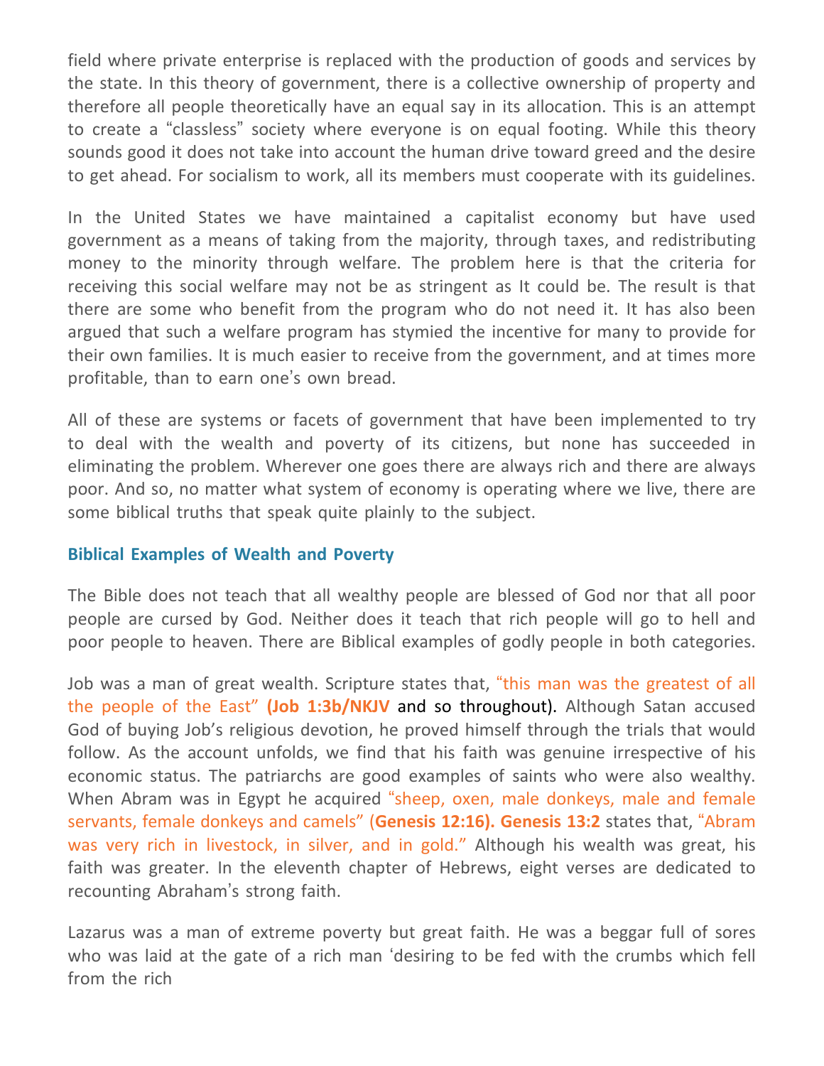field where private enterprise is replaced with the production of goods and services by the state. In this theory of government, there is a collective ownership of property and therefore all people theoretically have an equal say in its allocation. This is an attempt to create a "classless" society where everyone is on equal footing. While this theory sounds good it does not take into account the human drive toward greed and the desire to get ahead. For socialism to work, all its members must cooperate with its guidelines.

In the United States we have maintained a capitalist economy but have used government as a means of taking from the majority, through taxes, and redistributing money to the minority through welfare. The problem here is that the criteria for receiving this social welfare may not be as stringent as It could be. The result is that there are some who benefit from the program who do not need it. It has also been argued that such a welfare program has stymied the incentive for many to provide for their own families. It is much easier to receive from the government, and at times more profitable, than to earn one's own bread.

All of these are systems or facets of government that have been implemented to try to deal with the wealth and poverty of its citizens, but none has succeeded in eliminating the problem. Wherever one goes there are always rich and there are always poor. And so, no matter what system of economy is operating where we live, there are some biblical truths that speak quite plainly to the subject.

### Biblical Examples of Wealth and Poverty

The Bible does not teach that all wealthy people are blessed of God nor that all poor people are cursed by God. Neither does it teach that rich people will go to hell and poor people to heaven. There are Biblical examples of godly people in both categories.

Job was a man of great wealth. Scripture states that, "this man was the greatest of all the people of the East" **(Job 1:3b/NKJV** and so throughout). Although Satan accused God of buying Job's religious devotion, he proved himself through the trials that would follow. As the account unfolds, we find that his faith was genuine irrespective of his economic status. The patriarchs are good examples of saints who were also wealthy. When Abram was in Egypt he acquired "sheep, oxen, male donkeys, male and female servants, female donkeys and camels" (**Genesis 12:16). Genesis 13:2** states that, "Abram was very rich in livestock, in silver, and in gold." Although his wealth was great, his faith was greater. In the eleventh chapter of Hebrews, eight verses are dedicated to recounting Abraham's strong faith.

Lazarus was a man of extreme poverty but great faith. He was a beggar full of sores who was laid at the gate of a rich man 'desiring to be fed with the crumbs which fell from the rich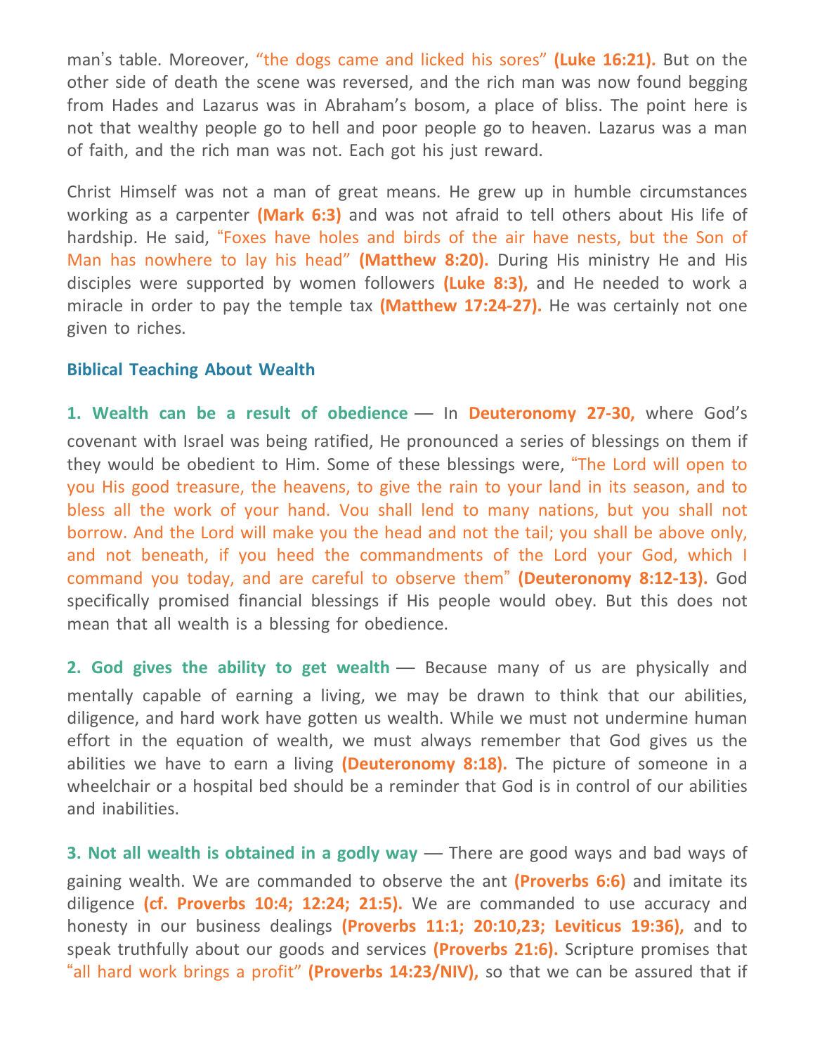man's table. Moreover, "the dogs came and licked his sores" **(Luke 16:21).** But on the other side of death the scene was reversed, and the rich man was now found begging from Hades and Lazarus was in Abraham's bosom, a place of bliss. The point here is not that wealthy people go to hell and poor people go to heaven. Lazarus was a man of faith, and the rich man was not. Each got his just reward.

Christ Himself was not a man of great means. He grew up in humble circumstances working as a carpenter **(Mark 6:3)** and was not afraid to tell others about His life of hardship. He said, "Foxes have holes and birds of the air have nests, but the Son of Man has nowhere to lay his head" **(Matthew 8:20).** During His ministry He and His disciples were supported by women followers **(Luke 8:3),** and He needed to work a miracle in order to pay the temple tax **(Matthew 17:24-27).** He was certainly not one given to riches.

### Biblical Teaching About Wealth

**1. Wealth can be a result of obedience** — In **Deuteronomy 27-30,** where God's covenant with Israel was being ratified, He pronounced a series of blessings on them if they would be obedient to Him. Some of these blessings were, "The Lord will open to you His good treasure, the heavens, to give the rain to your land in its season, and to bless all the work of your hand. You shall lend to many nations, but you shall not borrow. And the Lord will make you the head and not the tail; you shall be above only, and not beneath, if you heed the commandments of the Lord your God, which I command you today, and are careful to observe them" **(Deuteronomy 8:12-13).** God specifically promised financial blessings if His people would obey. But this does not mean that all wealth is a blessing for obedience.

**2. God gives the ability to get wealth** — Because many of us are physically and mentally capable of earning a living, we may be drawn to think that our abilities, diligence, and hard work have gotten us wealth. While we must not undermine human effort in the equation of wealth, we must always remember that God gives us the abilities we have to earn a living **(Deuteronomy 8:18).** The picture of someone in a wheelchair or a hospital bed should be a reminder that God is in control of our abilities and inabilities.

**3. Not all wealth is obtained in a godly way** — There are good ways and bad ways of gaining wealth. We are commanded to observe the ant **(Proverbs 6:6)** and imitate its diligence **(cf. Proverbs 10:4; 12:24; 21:5).** We are commanded to use accuracy and honesty in our business dealings **(Proverbs 11:1; 20:10,23; Leviticus 19:36),** and to speak truthfully about our goods and services **(Proverbs 21:6).** Scripture promises that "all hard work brings a profit" **(Proverbs 14:23/NIV),** so that we can be assured that if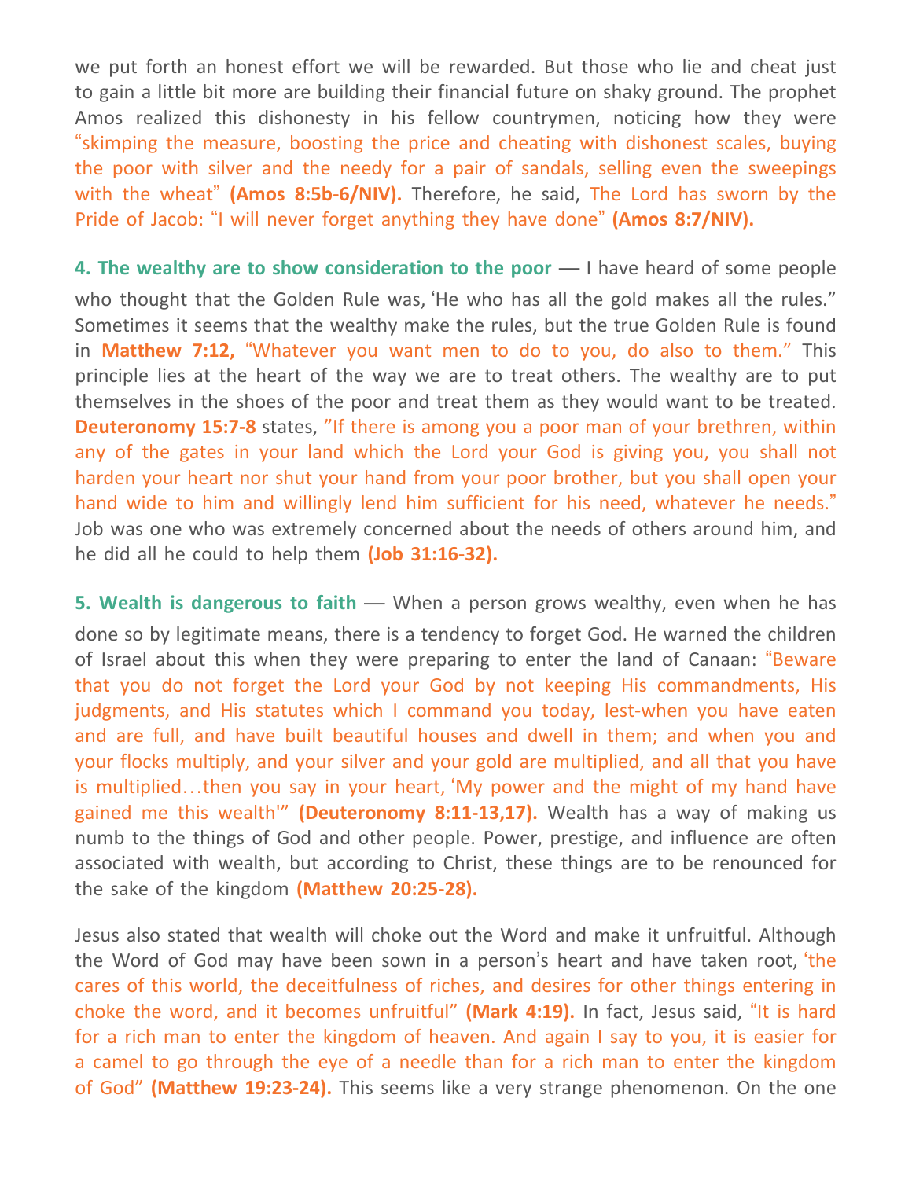we put forth an honest effort we will be rewarded. But those who lie and cheat just to gain a little bit more are building their financial future on shaky ground. The prophet Amos realized this dishonesty in his fellow countrymen, noticing how they were "skimping the measure, boosting the price and cheating with dishonest scales, buying the poor with silver and the needy for a pair of sandals, selling even the sweepings with the wheat" **(Amos 8:5b-6/NIV).** Therefore, he said, The Lord has sworn by the Pride of Jacob: "I will never forget anything they have done" **(Amos 8:7/NIV).**

**4. The wealthy are to show consideration to the poor** — I have heard of some people who thought that the Golden Rule was, 'He who has all the gold makes all the rules." Sometimes it seems that the wealthy make the rules, but the true Golden Rule is found in **Matthew 7:12,** "Whatever you want men to do to you, do also to them." This principle lies at the heart of the way we are to treat others. The wealthy are to put themselves in the shoes of the poor and treat them as they would want to be treated. **Deuteronomy 15:7-8** states, "If there is among you a poor man of your brethren, within any of the gates in your land which the Lord your God is giving you, you shall not harden your heart nor shut your hand from your poor brother, but you shall open your hand wide to him and willingly lend him sufficient for his need, whatever he needs." Job was one who was extremely concerned about the needs of others around him, and he did all he could to help them **(Job 31:16-32).**

**5. Wealth is dangerous to faith** — When a person grows wealthy, even when he has done so by legitimate means, there is a tendency to forget God. He warned the children of Israel about this when they were preparing to enter the land of Canaan: "Beware that you do not forget the Lord your God by not keeping His commandments, His judgments, and His statutes which I command you today, lest-when you have eaten and are full, and have built beautiful houses and dwell in them; and when you and your flocks multiply, and your silver and your gold are multiplied, and all that you have is multiplied…then you say in your heart, 'My power and the might of my hand have gained me this wealth'" **(Deuteronomy 8:11-13,17).** Wealth has a way of making us numb to the things of God and other people. Power, prestige, and influence are often associated with wealth, but according to Christ, these things are to be renounced for the sake of the kingdom **(Matthew 20:25-28).**

Jesus also stated that wealth will choke out the Word and make it unfruitful. Although the Word of God may have been sown in a person's heart and have taken root, 'the cares of this world, the deceitfulness of riches, and desires for other things entering in choke the word, and it becomes unfruitful" **(Mark 4:19).** In fact, Jesus said, "It is hard for a rich man to enter the kingdom of heaven. And again I say to you, it is easier for a camel to go through the eye of a needle than for a rich man to enter the kingdom of God" **(Matthew 19:23-24).** This seems like a very strange phenomenon. On the one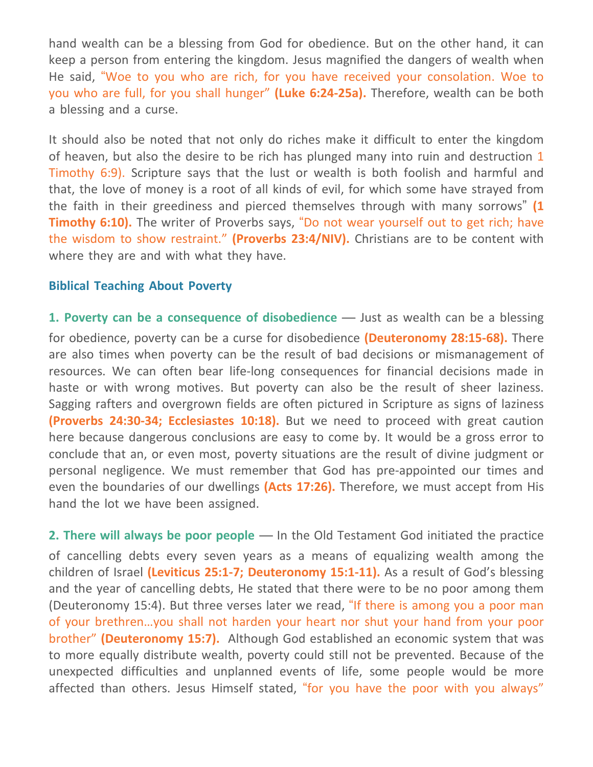hand wealth can be a blessing from God for obedience. But on the other hand, it can keep a person from entering the kingdom. Jesus magnified the dangers of wealth when He said, "Woe to you who are rich, for you have received your consolation. Woe to you who are full, for you shall hunger" **(Luke 6:24-25a).** Therefore, wealth can be both a blessing and a curse.

It should also be noted that not only do riches make it difficult to enter the kingdom of heaven, but also the desire to be rich has plunged many into ruin and destruction 1 Timothy 6:9). Scripture says that the lust or wealth is both foolish and harmful and that, the love of money is a root of all kinds of evil, for which some have strayed from the faith in their greediness and pierced themselves through with many sorrows" **(1 Timothy 6:10).** The writer of Proverbs says, "Do not wear yourself out to get rich; have the wisdom to show restraint." **(Proverbs 23:4/NIV).** Christians are to be content with where they are and with what they have.

### Biblical Teaching About Poverty

**1. Poverty can be a consequence of disobedience** — Just as wealth can be a blessing for obedience, poverty can be a curse for disobedience **(Deuteronomy 28:15-68).** There are also times when poverty can be the result of bad decisions or mismanagement of resources. We can often bear life-long consequences for financial decisions made in haste or with wrong motives. But poverty can also be the result of sheer laziness. Sagging rafters and overgrown fields are often pictured in Scripture as signs of laziness **(Proverbs 24:30-34; Ecclesiastes 10:18).** But we need to proceed with great caution here because dangerous conclusions are easy to come by. It would be a gross error to conclude that an, or even most, poverty situations are the result of divine judgment or personal negligence. We must remember that God has pre-appointed our times and even the boundaries of our dwellings **(Acts 17:26).** Therefore, we must accept from His hand the lot we have been assigned.

**2. There will always be poor people** — In the Old Testament God initiated the practice of cancelling debts every seven years as a means of equalizing wealth among the children of Israel **(Leviticus 25:1-7; Deuteronomy 15:1-11).** As a result of God's blessing and the year of cancelling debts, He stated that there were to be no poor among them (Deuteronomy 15:4). But three verses later we read, "If there is among you a poor man of your brethren…you shall not harden your heart nor shut your hand from your poor brother" **(Deuteronomy 15:7).** Although God established an economic system that was to more equally distribute wealth, poverty could still not be prevented. Because of the unexpected difficulties and unplanned events of life, some people would be more affected than others. Jesus Himself stated, "for you have the poor with you always"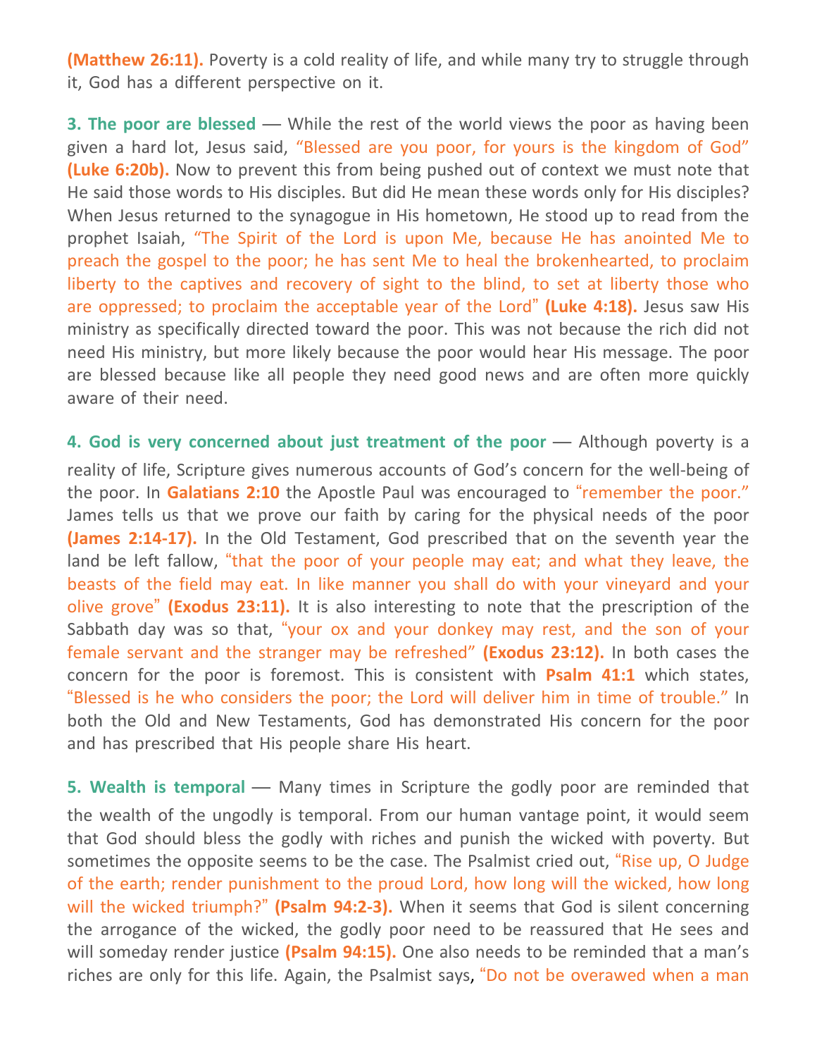**(Matthew 26:11).** Poverty is a cold reality of life, and while many try to struggle through it, God has a different perspective on it.

**3. The poor are blessed** — While the rest of the world views the poor as having been given a hard lot, Jesus said, "Blessed are you poor, for yours is the kingdom of God" **(Luke 6:20b).** Now to prevent this from being pushed out of context we must note that He said those words to His disciples. But did He mean these words only for His disciples? When Jesus returned to the synagogue in His hometown, He stood up to read from the prophet Isaiah, "The Spirit of the Lord is upon Me, because He has anointed Me to preach the gospel to the poor; he has sent Me to heal the brokenhearted, to proclaim liberty to the captives and recovery of sight to the blind, to set at liberty those who are oppressed; to proclaim the acceptable year of the Lord" **(Luke 4:18).** Jesus saw His ministry as specifically directed toward the poor. This was not because the rich did not need His ministry, but more likely because the poor would hear His message. The poor are blessed because like all people they need good news and are often more quickly aware of their need.

**4. God is very concerned about just treatment of the poor** — Although poverty is a reality of life, Scripture gives numerous accounts of God's concern for the well-being of the poor. In **Galatians 2:10** the Apostle Paul was encouraged to "remember the poor." James tells us that we prove our faith by caring for the physical needs of the poor **(James 2:14-17).** In the Old Testament, God prescribed that on the seventh year the land be left fallow, "that the poor of your people may eat; and what they leave, the beasts of the field may eat. In like manner you shall do with your vineyard and your olive grove" **(Exodus 23:11).** It is also interesting to note that the prescription of the Sabbath day was so that, "your ox and your donkey may rest, and the son of your female servant and the stranger may be refreshed" **(Exodus 23:12).** In both cases the concern for the poor is foremost. This is consistent with **Psalm 41:1** which states, "Blessed is he who considers the poor; the Lord will deliver him in time of trouble." In both the Old and New Testaments, God has demonstrated His concern for the poor and has prescribed that His people share His heart.

**5. Wealth is temporal** — Many times in Scripture the godly poor are reminded that the wealth of the ungodly is temporal. From our human vantage point, it would seem that God should bless the godly with riches and punish the wicked with poverty. But sometimes the opposite seems to be the case. The Psalmist cried out, "Rise up, O Judge of the earth; render punishment to the proud Lord, how long will the wicked, how long will the wicked triumph?" **(Psalm 94:2-3).** When it seems that God is silent concerning the arrogance of the wicked, the godly poor need to be reassured that He sees and will someday render justice **(Psalm 94:15).** One also needs to be reminded that a man's riches are only for this life. Again, the Psalmist says, "Do not be overawed when a man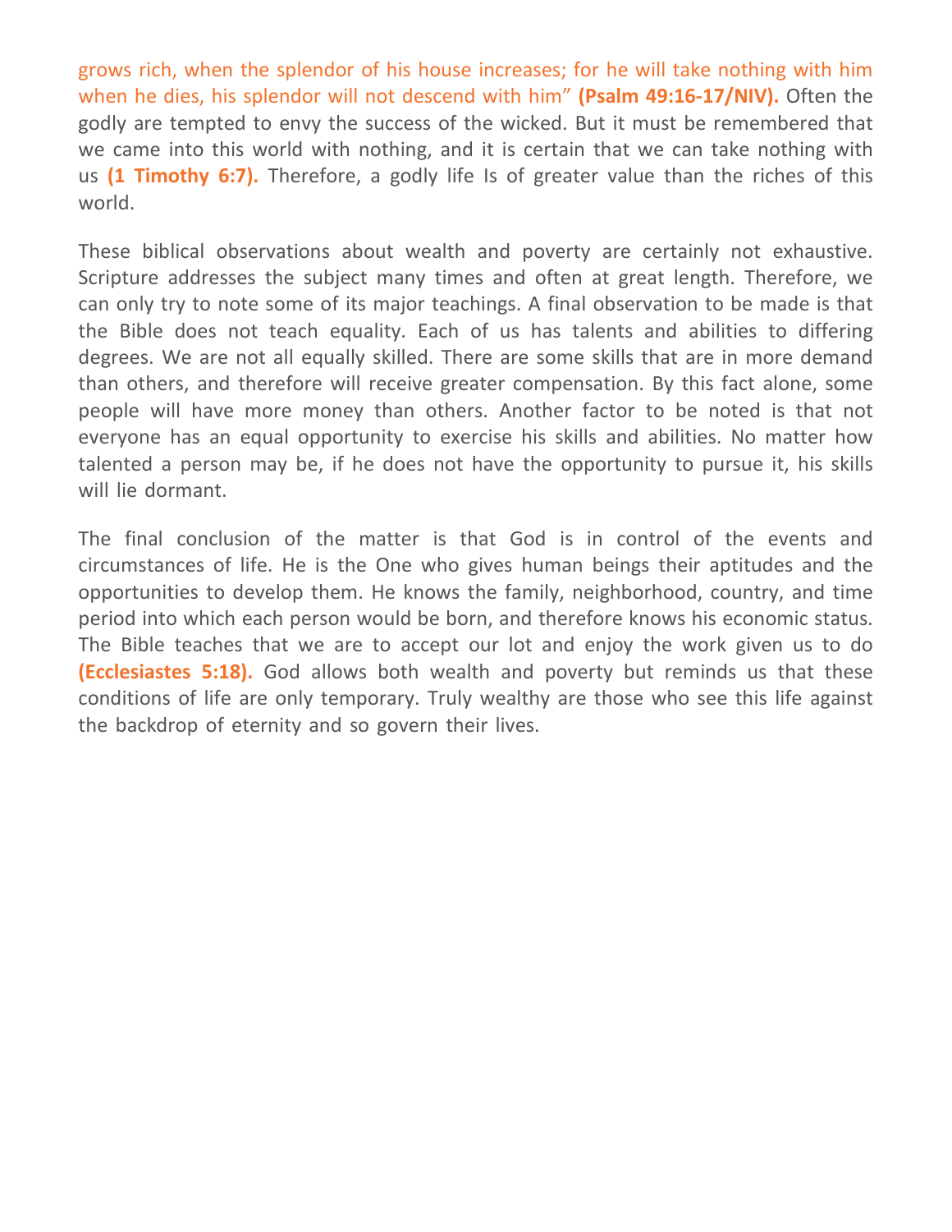grows rich, when the splendor of his house increases; for he will take nothing with him when he dies, his splendor will not descend with him" **(Psalm 49:16-17/NIV).** Often the godly are tempted to envy the success of the wicked. But it must be remembered that we came into this world with nothing, and it is certain that we can take nothing with us **(1 Timothy 6:7).** Therefore, a godly life Is of greater value than the riches of this world.

These biblical observations about wealth and poverty are certainly not exhaustive. Scripture addresses the subject many times and often at great length. Therefore, we can only try to note some of its major teachings. A final observation to be made is that the Bible does not teach equality. Each of us has talents and abilities to differing degrees. We are not all equally skilled. There are some skills that are in more demand than others, and therefore will receive greater compensation. By this fact alone, some people will have more money than others. Another factor to be noted is that not everyone has an equal opportunity to exercise his skills and abilities. No matter how talented a person may be, if he does not have the opportunity to pursue it, his skills will lie dormant.

The final conclusion of the matter is that God is in control of the events and circumstances of life. He is the One who gives human beings their aptitudes and the opportunities to develop them. He knows the family, neighborhood, country, and time period into which each person would be born, and therefore knows his economic status. The Bible teaches that we are to accept our lot and enjoy the work given us to do **(Ecclesiastes 5:18).** God allows both wealth and poverty but reminds us that these conditions of life are only temporary. Truly wealthy are those who see this life against the backdrop of eternity and so govern their lives.